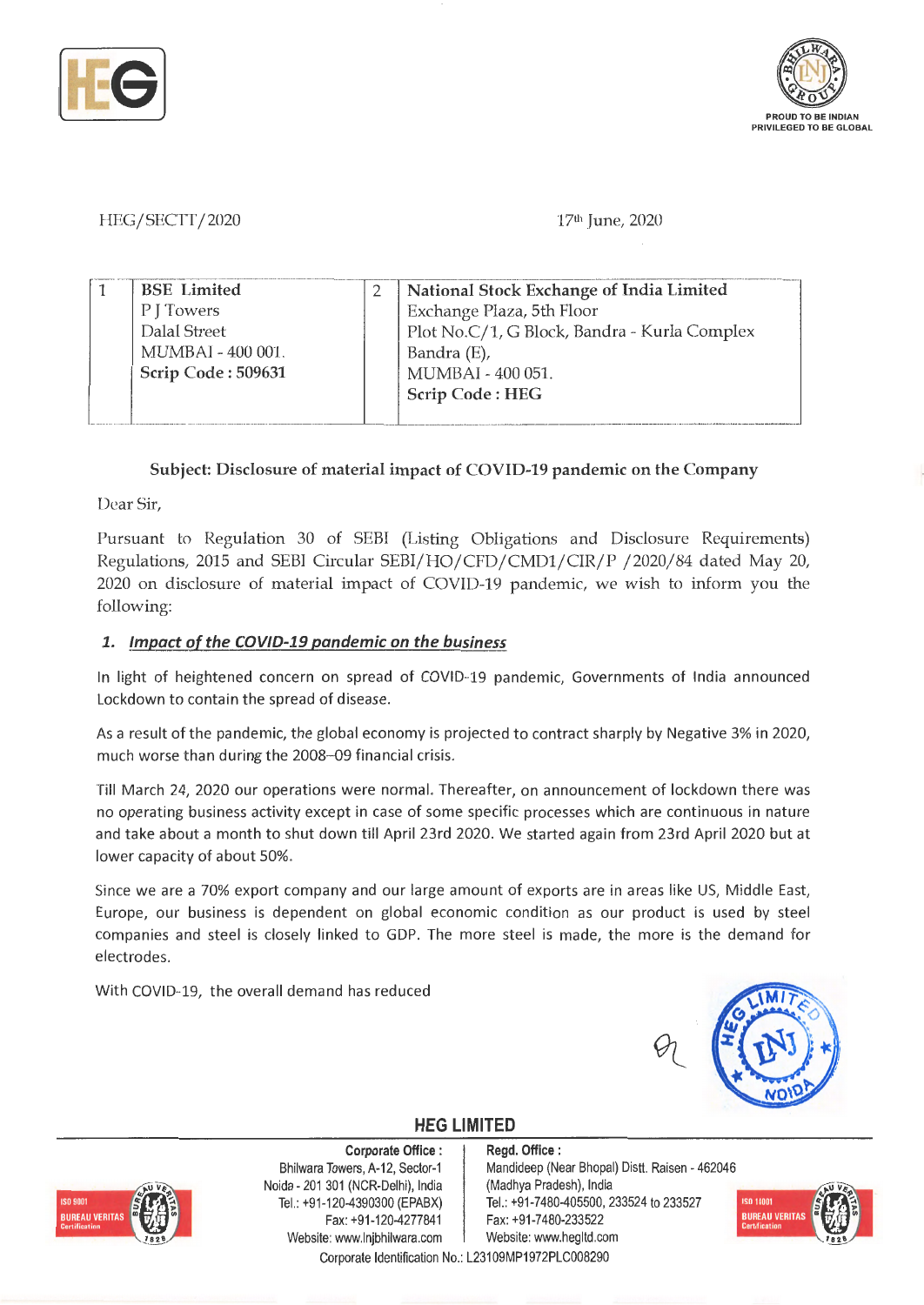HEG/SECTT/2020

17th June, 2020

| 1 | BSE Limited<br>P J Towers<br>Dalal Street<br>MUMBAI - 400 001.<br>**Scrip Code : 509631** | 2 | **National Stock Exchange of India Limited**<br>Exchange Plaza, 5th Floor<br>Plot No.C/1, G Block, Bandra - Kurla Complex<br>Bandra (E),<br>MUMBAI - 400 051.<br>**Scrip Code : HEG** |
|---|---|---|---|

**Subject: Disclosure of material impact of COVID-19 pandemic on the Company**

Dear Sir,

Pursuant to Regulation 30 of SEBI (Listing Obligations and Disclosure Requirements) Regulations, 2015 and SEBI Circular SEBI/HO/CFD/CMD1/CIR/P /2020/84 dated May 20, 2020 on disclosure of material impact of COVID-19 pandemic, we wish to inform you the following:

## 1. Impact of the COVID-19 pandemic on the business

In light of heightened concern on spread of COVID-19 pandemic, Governments of India announced Lockdown to contain the spread of disease.

As a result of the pandemic, the global economy is projected to contract sharply by Negative 3% in 2020, much worse than during the 2008–09 financial crisis.

Till March 24, 2020 our operations were normal. Thereafter, on announcement of lockdown there was no operating business activity except in case of some specific processes which are continuous in nature and take about a month to shut down till April 23rd 2020. We started again from 23rd April 2020 but at lower capacity of about 50%.

Since we are a 70% export company and our large amount of exports are in areas like US, Middle East, Europe, our business is dependent on global economic condition as our product is used by steel companies and steel is closely linked to GDP. The more steel is made, the more is the demand for electrodes.

With COVID-19, the overall demand has reduced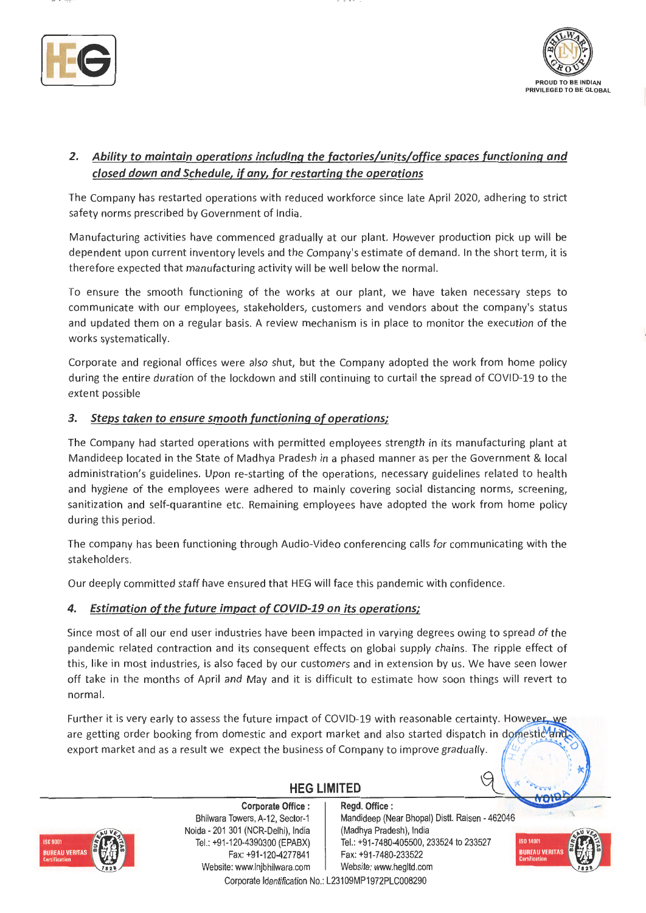## 2. Ability to maintain operations including the factories/units/office spaces functioning and closed down and Schedule, if any, for restarting the operations

The Company has restarted operations with reduced workforce since late April 2020, adhering to strict safety norms prescribed by Government of India.

Manufacturing activities have commenced gradually at our plant. However production pick up will be dependent upon current inventory levels and the Company's estimate of demand. In the short term, it is therefore expected that manufacturing activity will be well below the normal.

To ensure the smooth functioning of the works at our plant, we have taken necessary steps to communicate with our employees, stakeholders, customers and vendors about the company's status and updated them on a regular basis. A review mechanism is in place to monitor the execution of the works systematically.

Corporate and regional offices were also shut, but the Company adopted the work from home policy during the entire duration of the lockdown and still continuing to curtail the spread of COVID-19 to the extent possible

## 3. Steps taken to ensure smooth functioning of operations;

The Company had started operations with permitted employees strength in its manufacturing plant at Mandideep located in the State of Madhya Pradesh in a phased manner as per the Government & local administration's guidelines. Upon re-starting of the operations, necessary guidelines related to health and hygiene of the employees were adhered to mainly covering social distancing norms, screening, sanitization and self-quarantine etc. Remaining employees have adopted the work from home policy during this period.

The company has been functioning through Audio-Video conferencing calls for communicating with the stakeholders.

Our deeply committed staff have ensured that HEG will face this pandemic with confidence.

## 4. Estimation of the future impact of COVID-19 on its operations;

Since most of all our end user industries have been impacted in varying degrees owing to spread of the pandemic related contraction and its consequent effects on global supply chains. The ripple effect of this, like in most industries, is also faced by our customers and in extension by us. We have seen lower off take in the months of April and May and it is difficult to estimate how soon things will revert to normal.

Further it is very early to assess the future impact of COVID-19 with reasonable certainty. However, we are getting order booking from domestic and export market and also started dispatch in domestic and export market and as a result we expect the business of Company to improve gradually.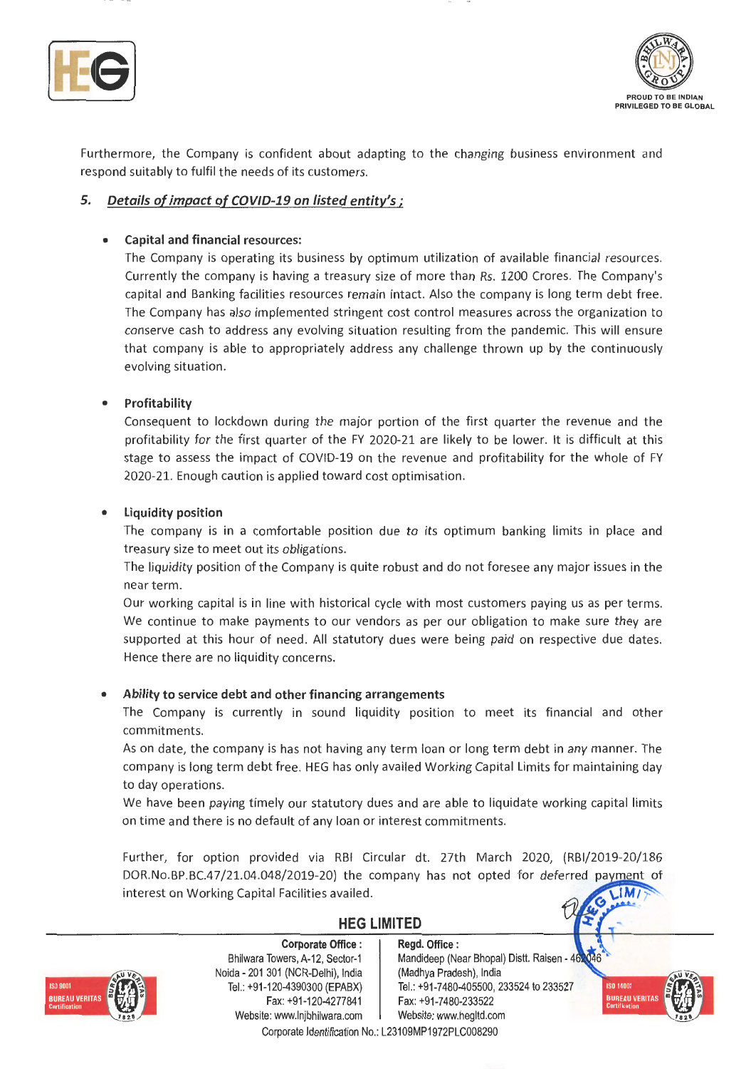Furthermore, the Company is confident about adapting to the changing business environment and respond suitably to fulfil the needs of its customers.

### 5. *Details of impact of COVID-19 on listed entity's ;*

- **Capital and financial resources:**
  The Company is operating its business by optimum utilization of available financial resources. Currently the company is having a treasury size of more than Rs. 1200 Crores. The Company's capital and Banking facilities resources remain intact. Also the company is long term debt free. The Company has also implemented stringent cost control measures across the organization to conserve cash to address any evolving situation resulting from the pandemic. This will ensure that company is able to appropriately address any challenge thrown up by the continuously evolving situation.

- **Profitability**
  Consequent to lockdown during the major portion of the first quarter the revenue and the profitability for the first quarter of the FY 2020-21 are likely to be lower. It is difficult at this stage to assess the impact of COVID-19 on the revenue and profitability for the whole of FY 2020-21. Enough caution is applied toward cost optimisation.

- **Liquidity position**
  The company is in a comfortable position due to its optimum banking limits in place and treasury size to meet out its obligations.
  The liquidity position of the Company is quite robust and do not foresee any major issues in the near term.
  Our working capital is in line with historical cycle with most customers paying us as per terms. We continue to make payments to our vendors as per our obligation to make sure they are supported at this hour of need. All statutory dues were being paid on respective due dates. Hence there are no liquidity concerns.

- **Ability to service debt and other financing arrangements**
  The Company is currently in sound liquidity position to meet its financial and other commitments.
  As on date, the company is has not having any term loan or long term debt in any manner. The company is long term debt free. HEG has only availed Working Capital Limits for maintaining day to day operations.
  We have been paying timely our statutory dues and are able to liquidate working capital limits on time and there is no default of any loan or interest commitments.

  Further, for option provided via RBI Circular dt. 27th March 2020, (RBI/2019-20/186 DOR.No.BP.BC.47/21.04.048/2019-20) the company has not opted for deferred payment of interest on Working Capital Facilities availed.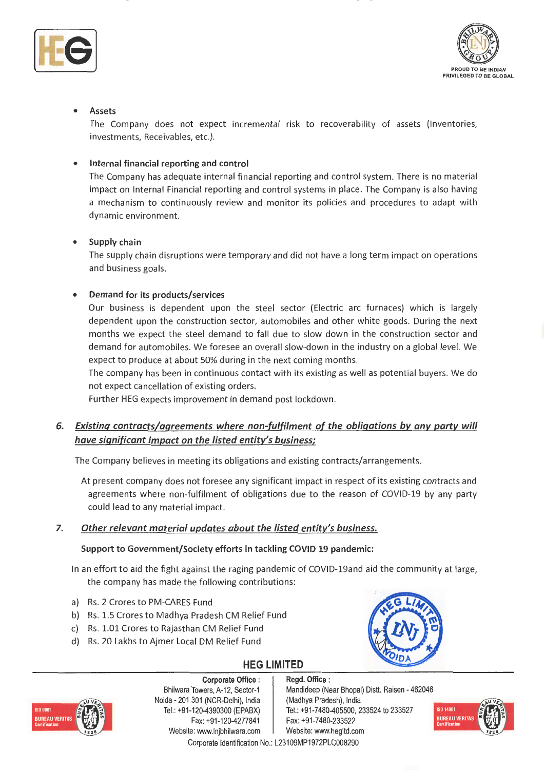- **Assets**

  The Company does not expect incremental risk to recoverability of assets (Inventories, investments, Receivables, etc.).

- **Internal financial reporting and control**

  The Company has adequate internal financial reporting and control system. There is no material impact on Internal Financial reporting and control systems in place. The Company is also having a mechanism to continuously review and monitor its policies and procedures to adapt with dynamic environment.

- **Supply chain**

  The supply chain disruptions were temporary and did not have a long term impact on operations and business goals.

- **Demand for its products/services**

  Our business is dependent upon the steel sector (Electric arc furnaces) which is largely dependent upon the construction sector, automobiles and other white goods. During the next months we expect the steel demand to fall due to slow down in the construction sector and demand for automobiles. We foresee an overall slow-down in the industry on a global level. We expect to produce at about 50% during in the next coming months.

  The company has been in continuous contact with its existing as well as potential buyers. We do not expect cancellation of existing orders.

  Further HEG expects improvement in demand post lockdown.

**6. _Existing contracts/agreements where non-fulfilment of the obligations by any party will have significant impact on the listed entity's business;_**

The Company believes in meeting its obligations and existing contracts/arrangements.

At present company does not foresee any significant impact in respect of its existing contracts and agreements where non-fulfilment of obligations due to the reason of COVID-19 by any party could lead to any material impact.

**7. _Other relevant material updates about the listed entity's business._**

**Support to Government/Society efforts in tackling COVID 19 pandemic:**

In an effort to aid the fight against the raging pandemic of COVID-19and aid the community at large, the company has made the following contributions:

a) Rs. 2 Crores to PM-CARES Fund
b) Rs. 1.5 Crores to Madhya Pradesh CM Relief Fund
c) Rs. 1.01 Crores to Rajasthan CM Relief Fund
d) Rs. 20 Lakhs to Ajmer Local DM Relief Fund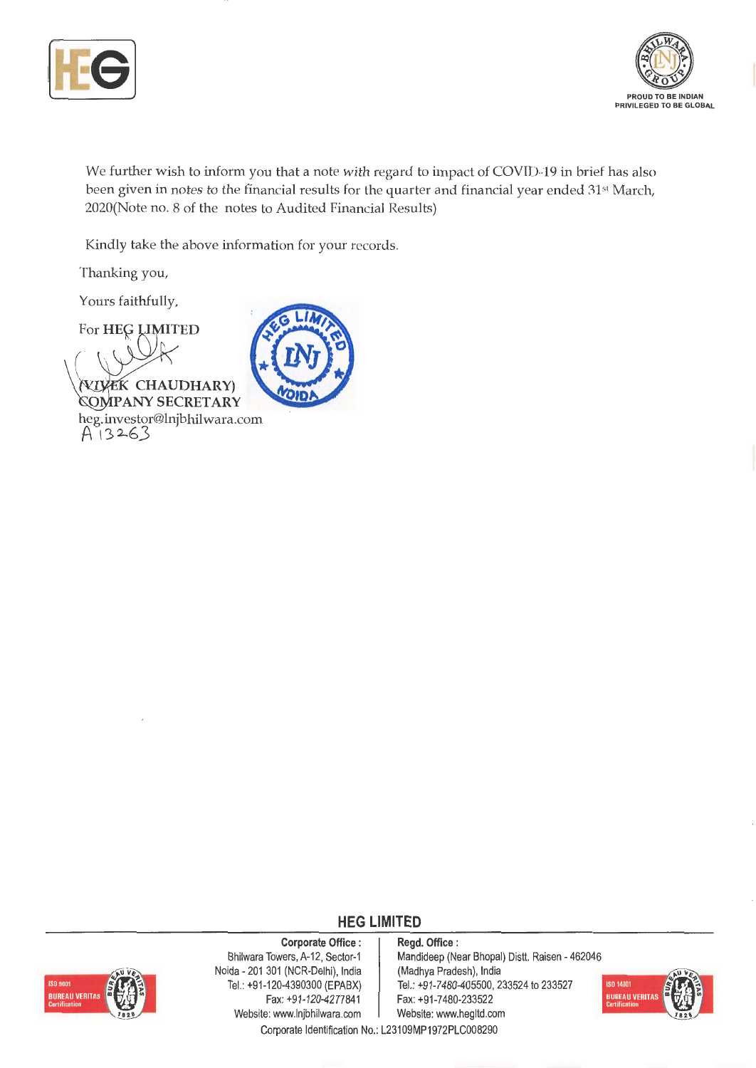We further wish to inform you that a note with regard to impact of COVID-19 in brief has also been given in notes to the financial results for the quarter and financial year ended 31st March, 2020(Note no. 8 of the notes to Audited Financial Results)

Kindly take the above information for your records.

Thanking you,

Yours faithfully,

For HEG LIMITED

(VIVEK CHAUDHARY)
COMPANY SECRETARY
heg.investor@lnjbhilwara.com
A 13263

**HEG LIMITED**

**Corporate Office :**
Bhilwara Towers, A-12, Sector-1
Noida - 201 301 (NCR-Delhi), India
Tel.: +91-120-4390300 (EPABX)
Fax: +91-120-4277841
Website: www.lnjbhilwara.com

**Regd. Office :**
Mandideep (Near Bhopal) Distt. Raisen - 462046
(Madhya Pradesh), India
Tel.: +91-7480-405500, 233524 to 233527
Fax: +91-7480-233522
Website: www.hegltd.com

Corporate Identification No.: L23109MP1972PLC008290